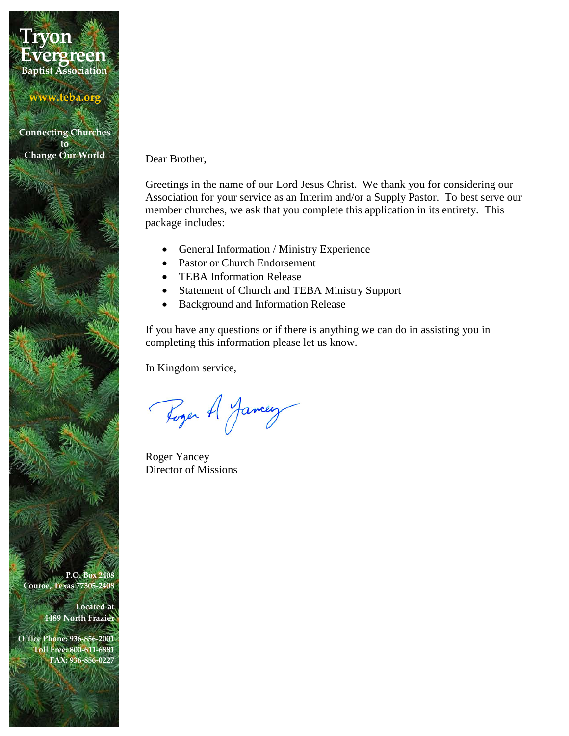# Tryon Evergreen

**Baptist Association**

**www.teba.org**

**Connecting Churches to Change Our World**

Dear Brother,

Greetings in the name of our Lord Jesus Christ. We thank you for considering our Association for your service as an Interim and/or a Supply Pastor. To best serve our member churches, we ask that you complete this application in its entirety. This package includes:

- General Information / Ministry Experience
- Pastor or Church Endorsement
- TEBA Information Release
- Statement of Church and TEBA Ministry Support
- Background and Information Release

If you have any questions or if there is anything we can do in assisting you in completing this information please let us know.

In Kingdom service,

Roger A Yancey

Roger Yancey
Director of Missions

**P.O. Box 2408**
**Conroe, Texas 77305-2408**

**Located at**
**4489 North Frazier**

**Office Phone: 936-856-2001**
**Toll Free: 800-611-6881**
**FAX: 936-856-0227**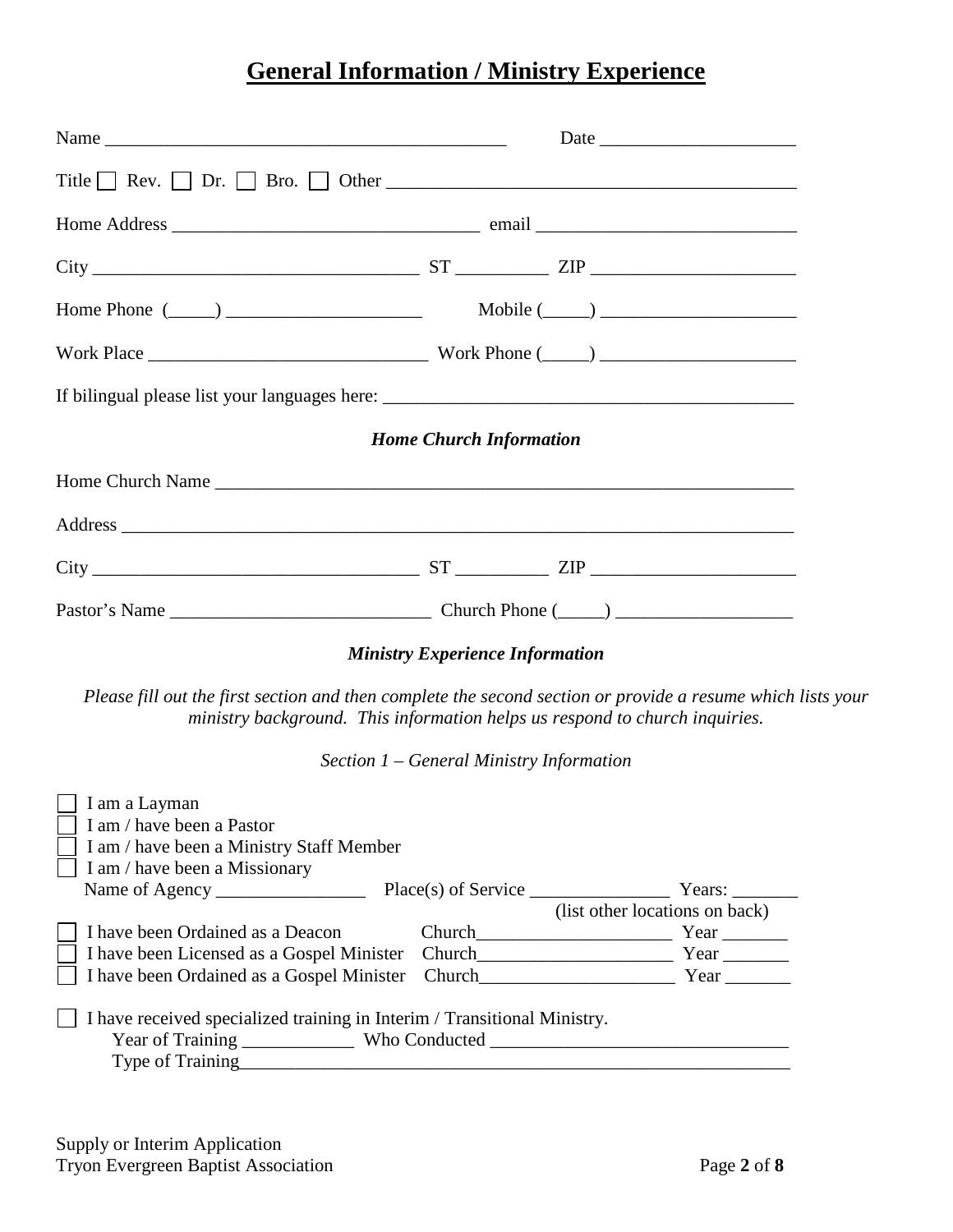# General Information / Ministry Experience

Name ____________________________________________ Date ____________________

Title ☐ Rev. ☐ Dr. ☐ Bro. ☐ Other ____________________________________________

Home Address ________________________________ email ___________________________

City __________________________________ ST __________ ZIP _____________________

Home Phone (_____) ____________________ Mobile (_____) ____________________

Work Place ____________________________ Work Phone (_____) ____________________

If bilingual please list your languages here: ____________________________________________

### *Home Church Information*

Home Church Name ______________________________________________________________

Address ______________________________________________________________________

City __________________________________ ST __________ ZIP _____________________

Pastor's Name ___________________________ Church Phone (_____) __________________

### *Ministry Experience Information*

*Please fill out the first section and then complete the second section or provide a resume which lists your ministry background. This information helps us respond to church inquiries.*

*Section 1 – General Ministry Information*

☐ I am a Layman
☐ I am / have been a Pastor
☐ I am / have been a Ministry Staff Member
☐ I am / have been a Missionary
Name of Agency ________________ Place(s) of Service _______________ Years: _______
(list other locations on back)
☐ I have been Ordained as a Deacon Church_____________________ Year _______
☐ I have been Licensed as a Gospel Minister Church_____________________ Year _______
☐ I have been Ordained as a Gospel Minister Church_____________________ Year _______

☐ I have received specialized training in Interim / Transitional Ministry.
Year of Training ____________ Who Conducted _______________________________
Type of Training______________________________________________________________

Supply or Interim Application
Tryon Evergreen Baptist Association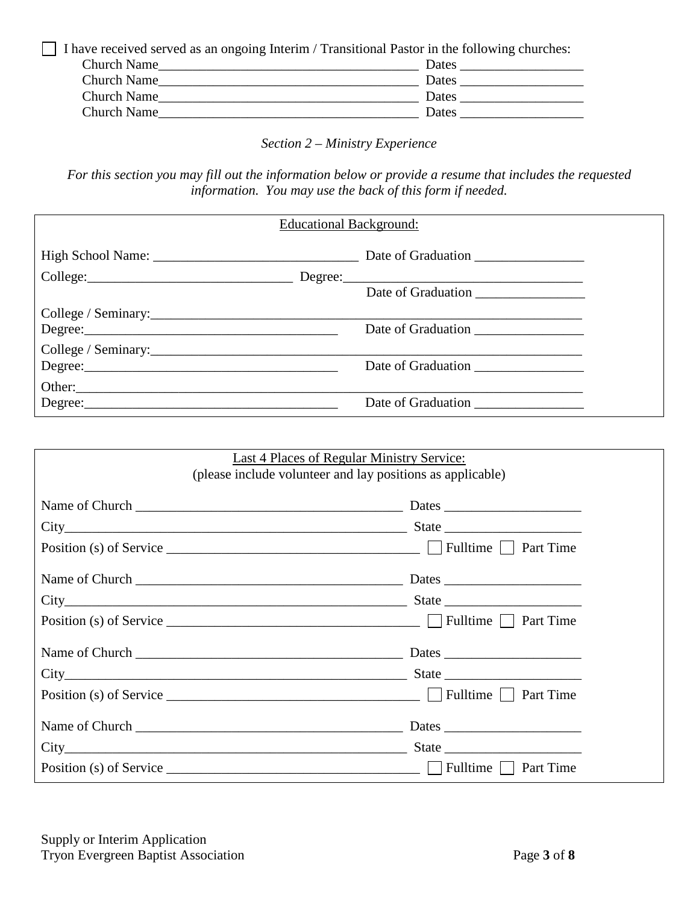☐ I have received served as an ongoing Interim / Transitional Pastor in the following churches:

Church Name_______________________________________ Dates __________________
Church Name_______________________________________ Dates __________________
Church Name_______________________________________ Dates __________________
Church Name_______________________________________ Dates __________________

*Section 2 – Ministry Experience*

*For this section you may fill out the information below or provide a resume that includes the requested information. You may use the back of this form if needed.*

Educational Background:

High School Name: ______________________________ Date of Graduation ________________

College:______________________________ Degree:___________________________________

Date of Graduation ________________

College / Seminary:_______________________________________________________________

Degree:______________________________________ Date of Graduation ________________

College / Seminary:_______________________________________________________________

Degree:______________________________________ Date of Graduation ________________

Other:_______________________________________________________________________

Degree:______________________________________ Date of Graduation ________________

Last 4 Places of Regular Ministry Service:
(please include volunteer and lay positions as applicable)

Name of Church _______________________________________ Dates ____________________
City__________________________________________________ State ____________________
Position (s) of Service _____________________________________ ☐ Fulltime ☐ Part Time

Name of Church _______________________________________ Dates ____________________
City__________________________________________________ State ____________________
Position (s) of Service _____________________________________ ☐ Fulltime ☐ Part Time

Name of Church _______________________________________ Dates ____________________
City__________________________________________________ State ____________________
Position (s) of Service _____________________________________ ☐ Fulltime ☐ Part Time

Name of Church _______________________________________ Dates ____________________
City__________________________________________________ State ____________________
Position (s) of Service _____________________________________ ☐ Fulltime ☐ Part Time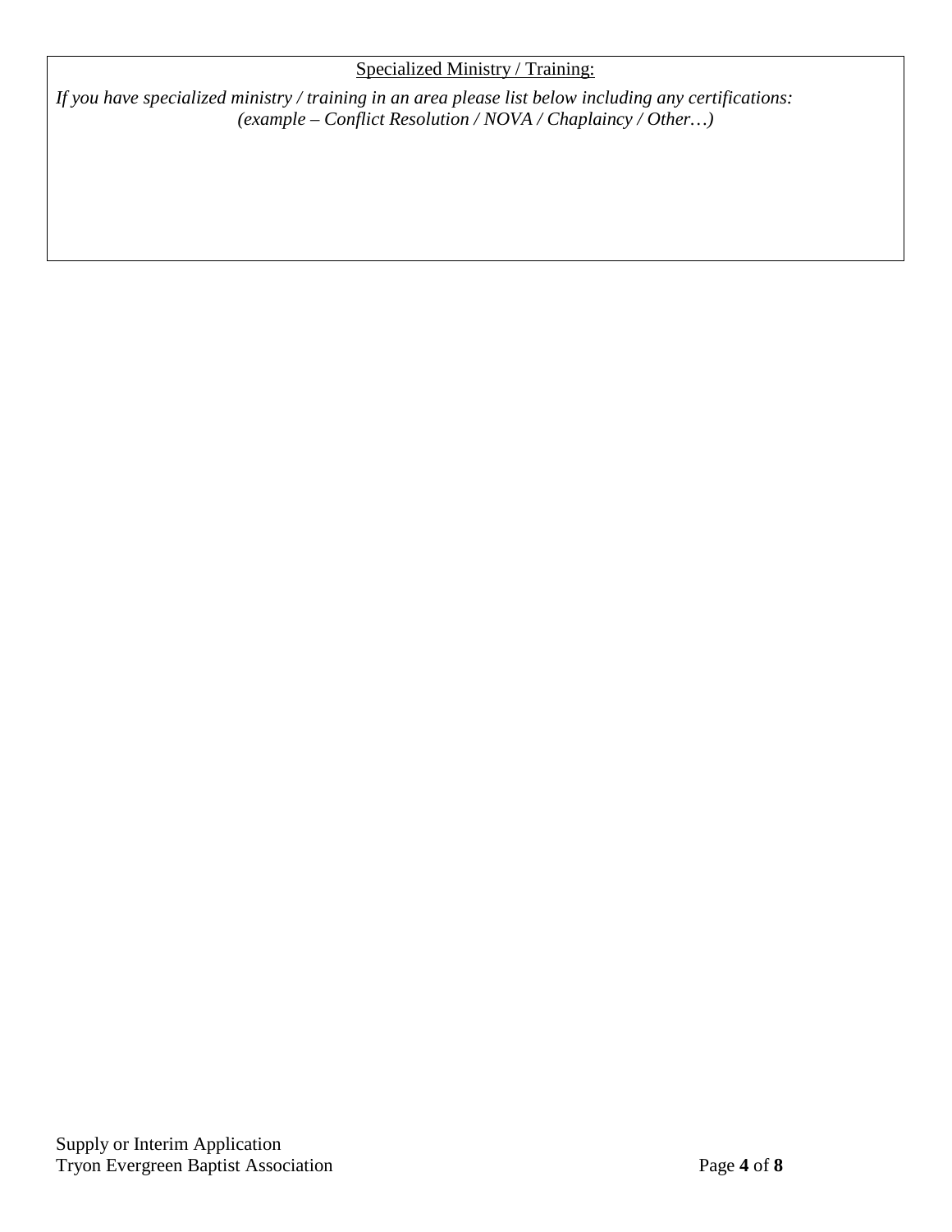Specialized Ministry / Training:

*If you have specialized ministry / training in an area please list below including any certifications:*
*(example – Conflict Resolution / NOVA / Chaplaincy / Other…)*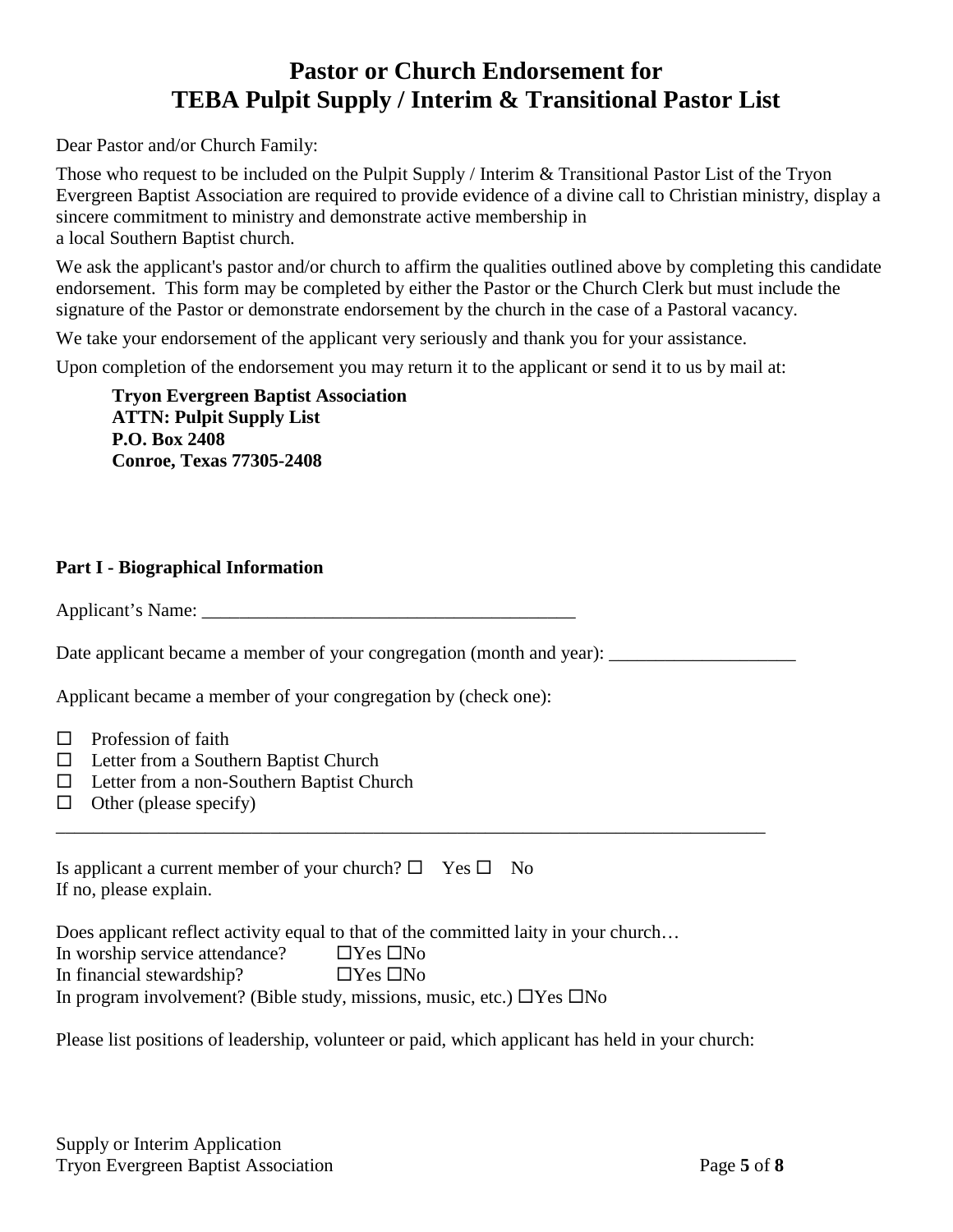# Pastor or Church Endorsement for TEBA Pulpit Supply / Interim & Transitional Pastor List

Dear Pastor and/or Church Family:

Those who request to be included on the Pulpit Supply / Interim & Transitional Pastor List of the Tryon Evergreen Baptist Association are required to provide evidence of a divine call to Christian ministry, display a sincere commitment to ministry and demonstrate active membership in a local Southern Baptist church.

We ask the applicant's pastor and/or church to affirm the qualities outlined above by completing this candidate endorsement. This form may be completed by either the Pastor or the Church Clerk but must include the signature of the Pastor or demonstrate endorsement by the church in the case of a Pastoral vacancy.

We take your endorsement of the applicant very seriously and thank you for your assistance.

Upon completion of the endorsement you may return it to the applicant or send it to us by mail at:

**Tryon Evergreen Baptist Association**
**ATTN: Pulpit Supply List**
**P.O. Box 2408**
**Conroe, Texas 77305-2408**

**Part I - Biographical Information**

Applicant's Name: ________________________________________

Date applicant became a member of your congregation (month and year): ____________________

Applicant became a member of your congregation by (check one):

- ☐ Profession of faith
- ☐ Letter from a Southern Baptist Church
- ☐ Letter from a non-Southern Baptist Church
- ☐ Other (please specify)

______________________________________________________________________________

Is applicant a current member of your church? ☐ Yes ☐ No
If no, please explain.

Does applicant reflect activity equal to that of the committed laity in your church…
In worship service attendance? ☐Yes ☐No
In financial stewardship? ☐Yes ☐No
In program involvement? (Bible study, missions, music, etc.) ☐Yes ☐No

Please list positions of leadership, volunteer or paid, which applicant has held in your church: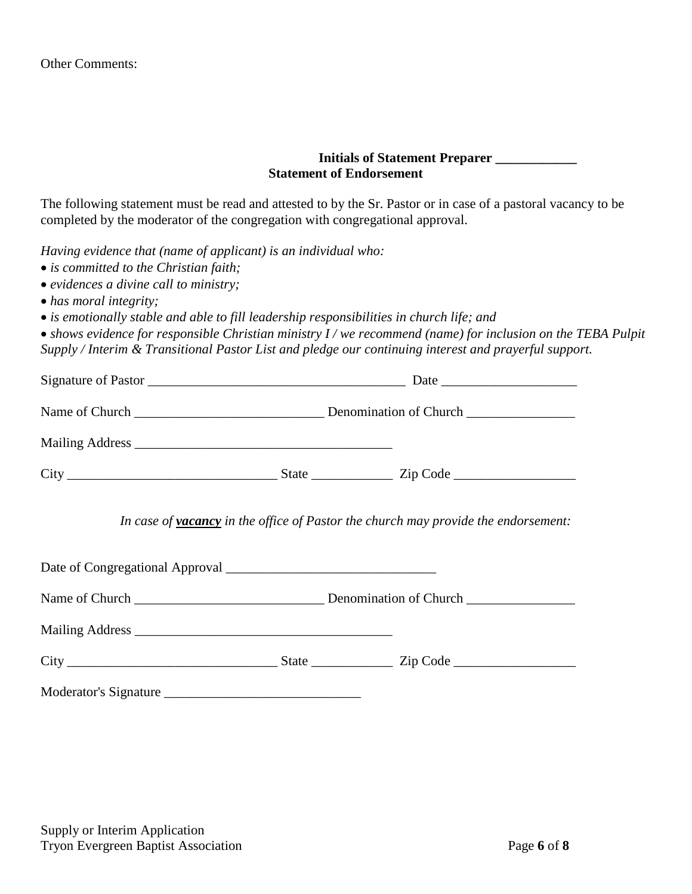Other Comments:

**Initials of Statement Preparer ____________**

**Statement of Endorsement**

The following statement must be read and attested to by the Sr. Pastor or in case of a pastoral vacancy to be completed by the moderator of the congregation with congregational approval.

*Having evidence that (name of applicant) is an individual who:*

- *is committed to the Christian faith;*
- *evidences a divine call to ministry;*
- *has moral integrity;*
- *is emotionally stable and able to fill leadership responsibilities in church life; and*
- *shows evidence for responsible Christian ministry I / we recommend (name) for inclusion on the TEBA Pulpit Supply / Interim & Transitional Pastor List and pledge our continuing interest and prayerful support.*

Signature of Pastor ______________________________________ Date ____________________

Name of Church ____________________________ Denomination of Church ________________

Mailing Address _______________________________________

City _______________________________ State ____________ Zip Code __________________

*In case of **vacancy** in the office of Pastor the church may provide the endorsement:*

Date of Congregational Approval _______________________________

Name of Church ____________________________ Denomination of Church ________________

Mailing Address _______________________________________

City _______________________________ State ____________ Zip Code __________________

Moderator's Signature _____________________________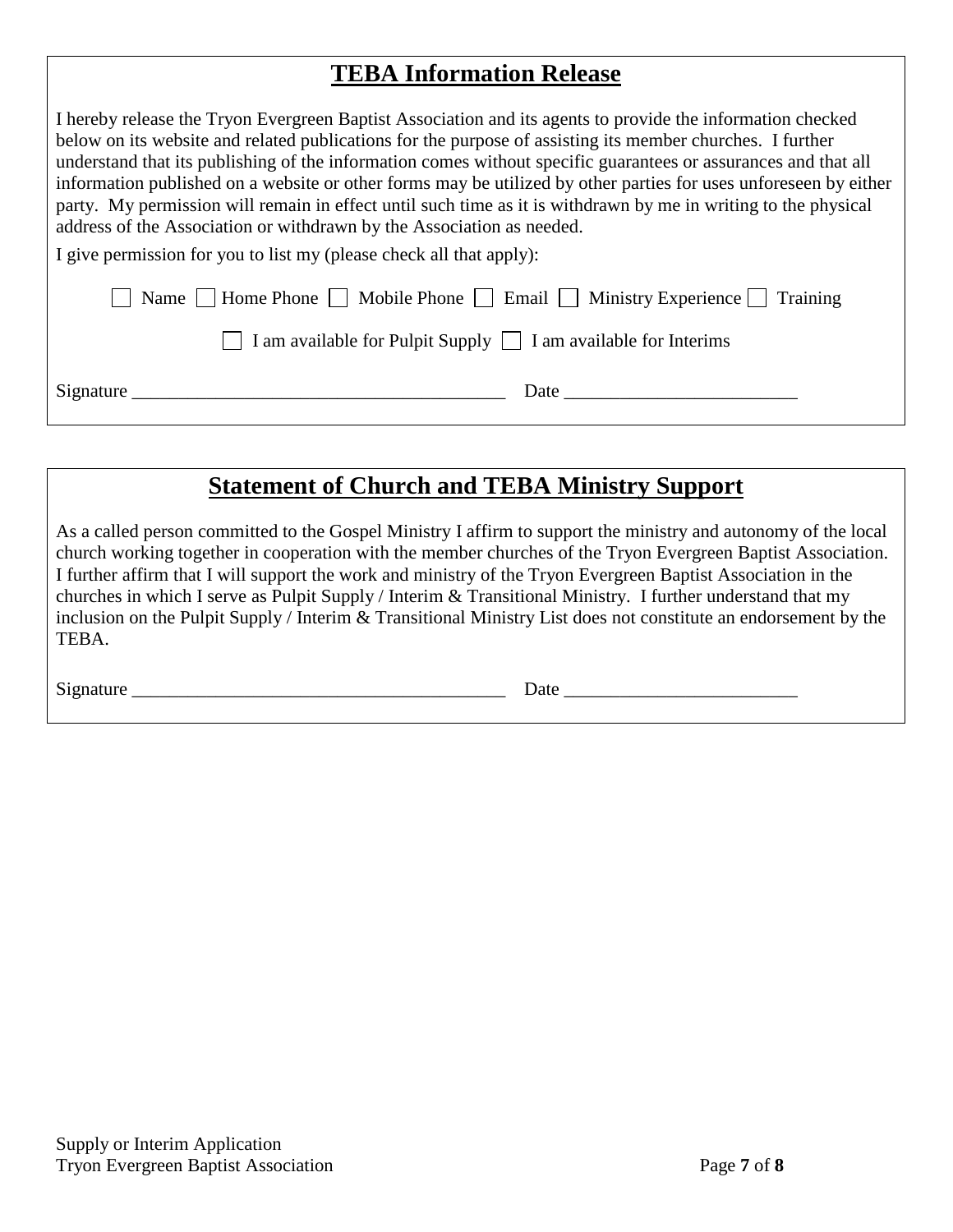## TEBA Information Release

I hereby release the Tryon Evergreen Baptist Association and its agents to provide the information checked below on its website and related publications for the purpose of assisting its member churches. I further understand that its publishing of the information comes without specific guarantees or assurances and that all information published on a website or other forms may be utilized by other parties for uses unforeseen by either party. My permission will remain in effect until such time as it is withdrawn by me in writing to the physical address of the Association or withdrawn by the Association as needed.

I give permission for you to list my (please check all that apply):

☐ Name ☐ Home Phone ☐ Mobile Phone ☐ Email ☐ Ministry Experience ☐ Training

☐ I am available for Pulpit Supply ☐ I am available for Interims

Signature ________________________________________ Date _________________________

## Statement of Church and TEBA Ministry Support

As a called person committed to the Gospel Ministry I affirm to support the ministry and autonomy of the local church working together in cooperation with the member churches of the Tryon Evergreen Baptist Association. I further affirm that I will support the work and ministry of the Tryon Evergreen Baptist Association in the churches in which I serve as Pulpit Supply / Interim & Transitional Ministry. I further understand that my inclusion on the Pulpit Supply / Interim & Transitional Ministry List does not constitute an endorsement by the TEBA.

Signature ________________________________________ Date _________________________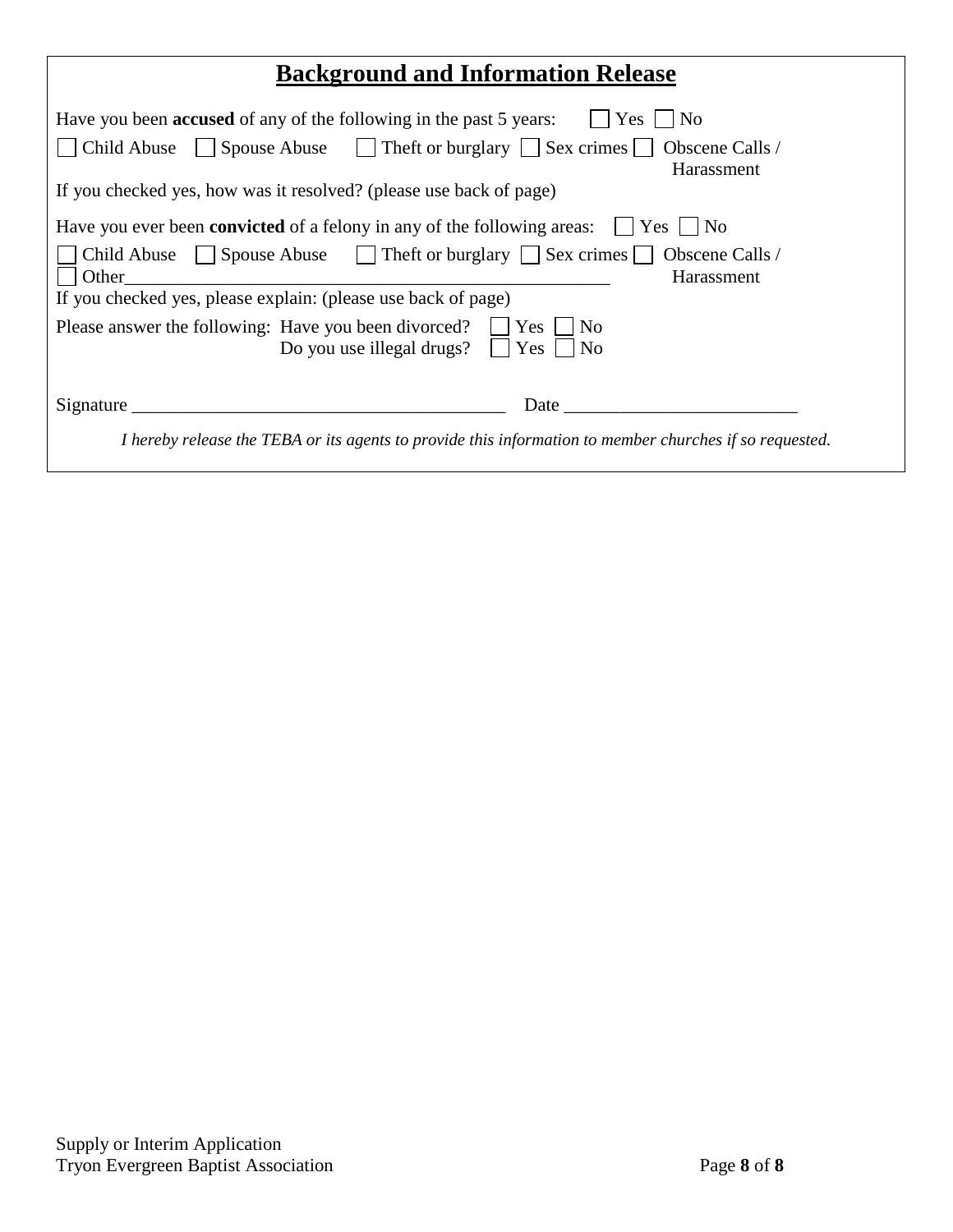# Background and Information Release

Have you been **accused** of any of the following in the past 5 years: ☐ Yes ☐ No

☐ Child Abuse ☐ Spouse Abuse ☐ Theft or burglary ☐ Sex crimes ☐ Obscene Calls / Harassment

If you checked yes, how was it resolved? (please use back of page)

Have you ever been **convicted** of a felony in any of the following areas: ☐ Yes ☐ No

☐ Child Abuse ☐ Spouse Abuse ☐ Theft or burglary ☐ Sex crimes ☐ Obscene Calls / Harassment

☐ Other_______________________________________________________

If you checked yes, please explain: (please use back of page)

Please answer the following: Have you been divorced? ☐ Yes ☐ No

Do you use illegal drugs? ☐ Yes ☐ No

Signature _______________________________________ Date _________________________

*I hereby release the TEBA or its agents to provide this information to member churches if so requested.*